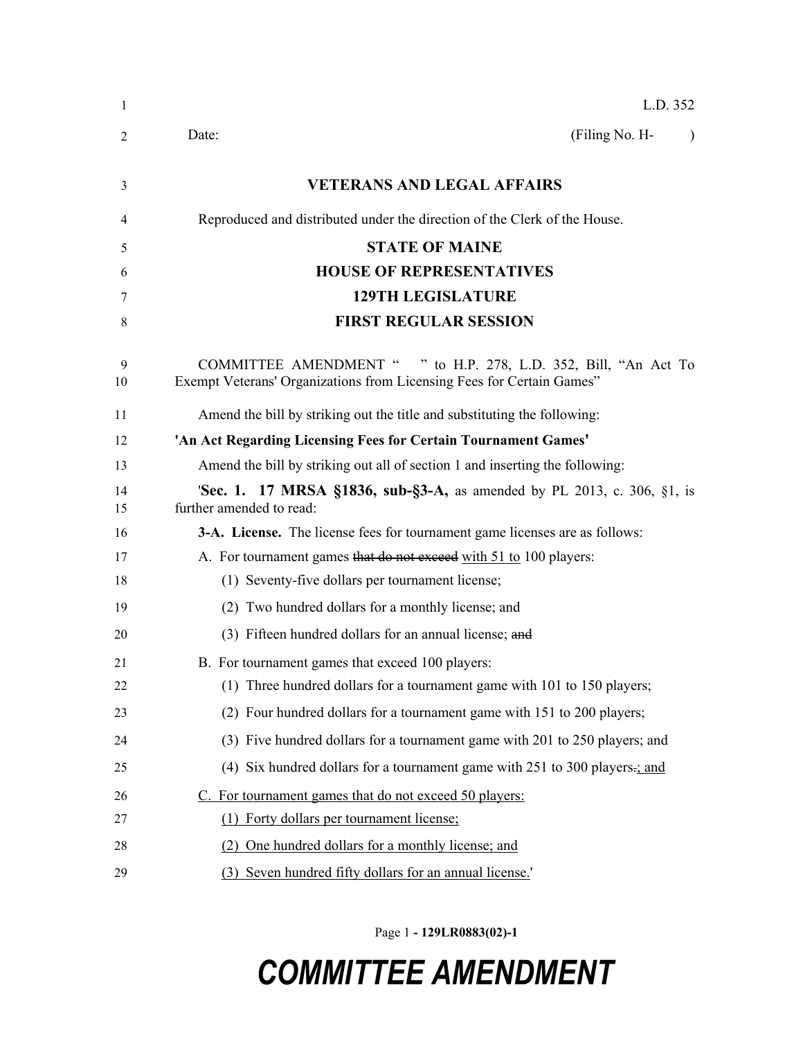L.D. 352

Date: (Filing No. H- )

**VETERANS AND LEGAL AFFAIRS**

Reproduced and distributed under the direction of the Clerk of the House.

**STATE OF MAINE**

**HOUSE OF REPRESENTATIVES**

**129TH LEGISLATURE**

**FIRST REGULAR SESSION**

COMMITTEE AMENDMENT " " to H.P. 278, L.D. 352, Bill, "An Act To Exempt Veterans' Organizations from Licensing Fees for Certain Games"

Amend the bill by striking out the title and substituting the following:

**'An Act Regarding Licensing Fees for Certain Tournament Games'**

Amend the bill by striking out all of section 1 and inserting the following:

'**Sec. 1. 17 MRSA §1836, sub-§3-A,** as amended by PL 2013, c. 306, §1, is further amended to read:

**3-A. License.** The license fees for tournament game licenses are as follows:

A. For tournament games ~~that do not exceed~~ with 51 to 100 players:

(1) Seventy-five dollars per tournament license;

(2) Two hundred dollars for a monthly license; and

(3) Fifteen hundred dollars for an annual license; ~~and~~

B. For tournament games that exceed 100 players:

(1) Three hundred dollars for a tournament game with 101 to 150 players;

(2) Four hundred dollars for a tournament game with 151 to 200 players;

(3) Five hundred dollars for a tournament game with 201 to 250 players; and

(4) Six hundred dollars for a tournament game with 251 to 300 players~~.~~; and

C. For tournament games that do not exceed 50 players:

(1) Forty dollars per tournament license;

(2) One hundred dollars for a monthly license; and

(3) Seven hundred fifty dollars for an annual license.'

Page 1 - 129LR0883(02)-1

**COMMITTEE AMENDMENT**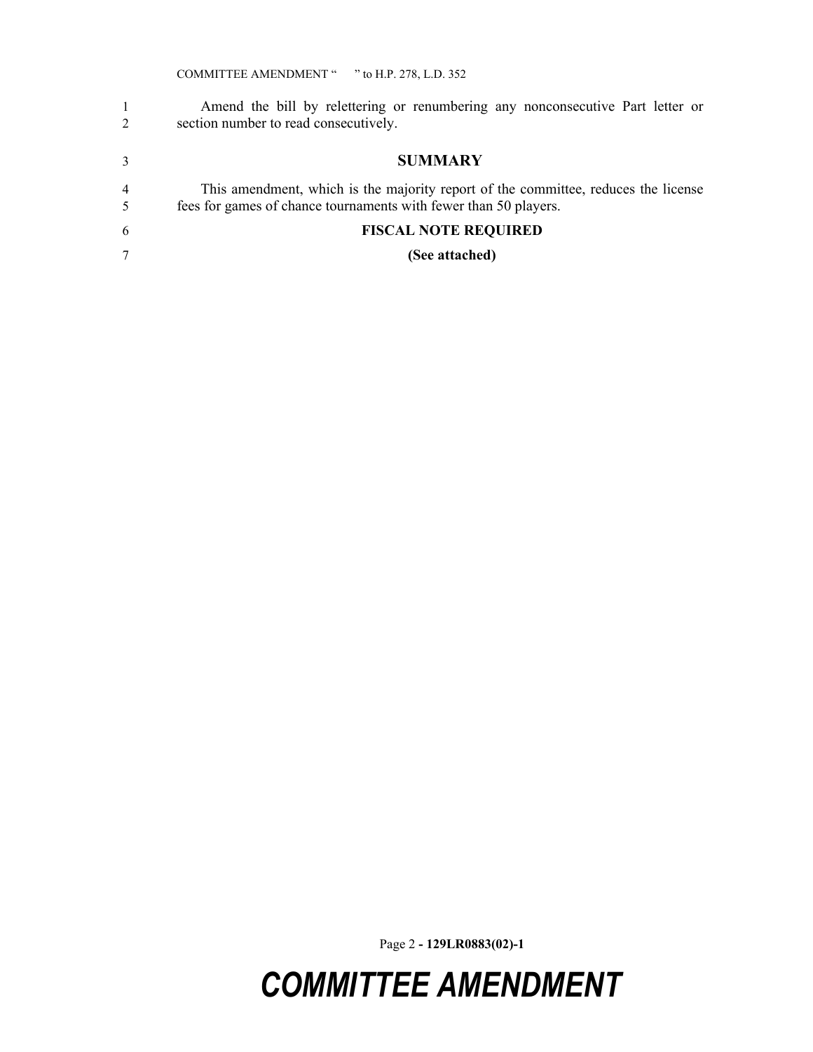Amend the bill by relettering or renumbering any nonconsecutive Part letter or section number to read consecutively.

## SUMMARY

This amendment, which is the majority report of the committee, reduces the license fees for games of chance tournaments with fewer than 50 players.

**FISCAL NOTE REQUIRED**

**(See attached)**